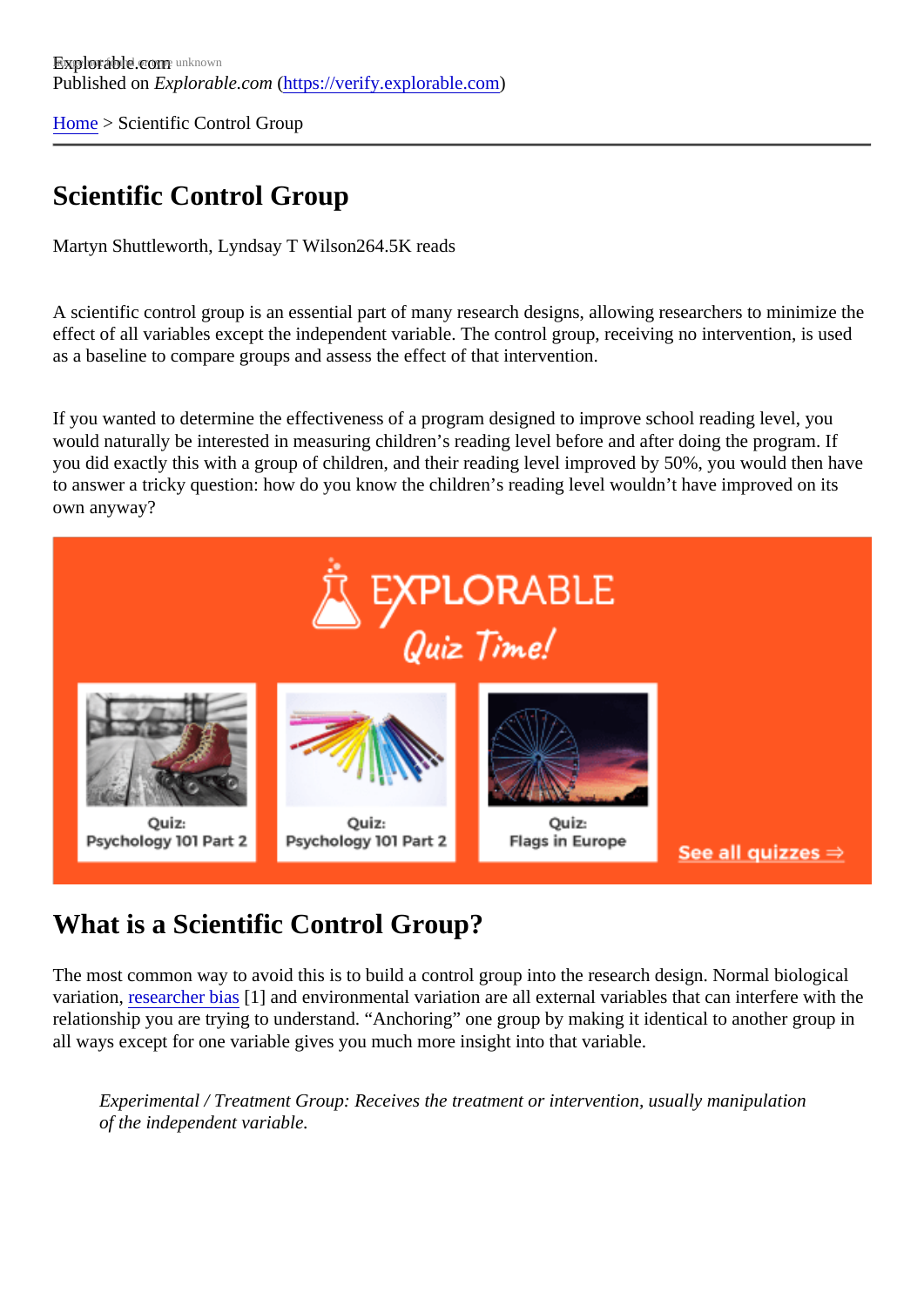Explorable.com
Published on *Explorable.com* (https://verify.explorable.com)

Home > Scientific Control Group

# Scientific Control Group

Martyn Shuttleworth, Lyndsay T Wilson264.5K reads

A scientific control group is an essential part of many research designs, allowing researchers to minimize the effect of all variables except the independent variable. The control group, receiving no intervention, is used as a baseline to compare groups and assess the effect of that intervention.

If you wanted to determine the effectiveness of a program designed to improve school reading level, you would naturally be interested in measuring children's reading level before and after doing the program. If you did exactly this with a group of children, and their reading level improved by 50%, you would then have to answer a tricky question: how do you know the children's reading level wouldn't have improved on its own anyway?

## What is a Scientific Control Group?

The most common way to avoid this is to build a control group into the research design. Normal biological variation, researcher bias [1] and environmental variation are all external variables that can interfere with the relationship you are trying to understand. "Anchoring" one group by making it identical to another group in all ways except for one variable gives you much more insight into that variable.

> *Experimental / Treatment Group: Receives the treatment or intervention, usually manipulation of the independent variable.*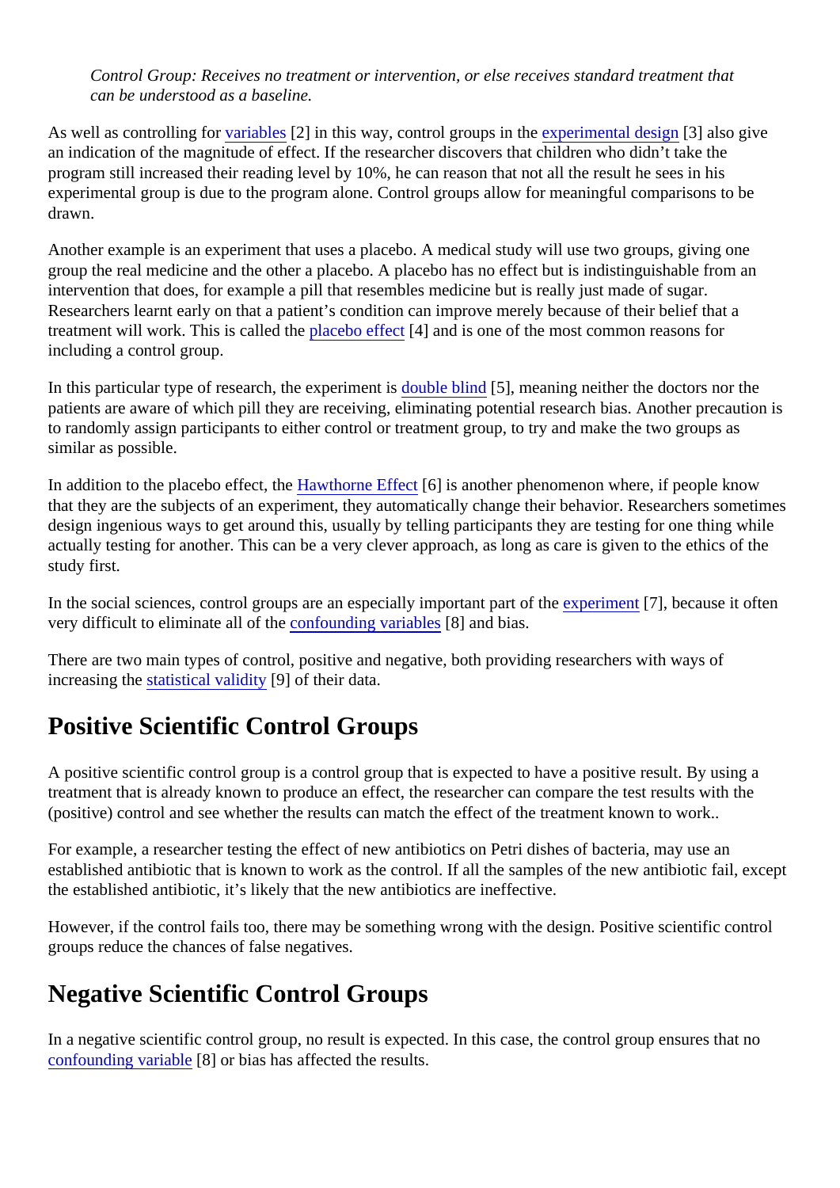*Control Group: Receives no treatment or intervention, or else receives standard treatment that can be understood as a baseline.*

As well as controlling for variables [2] in this way, control groups in the experimental design [3] also give an indication of the magnitude of effect. If the researcher discovers that children who didn't take the program still increased their reading level by 10%, he can reason that not all the result he sees in his experimental group is due to the program alone. Control groups allow for meaningful comparisons to be drawn.

Another example is an experiment that uses a placebo. A medical study will use two groups, giving one group the real medicine and the other a placebo. A placebo has no effect but is indistinguishable from an intervention that does, for example a pill that resembles medicine but is really just made of sugar. Researchers learnt early on that a patient's condition can improve merely because of their belief that a treatment will work. This is called the placebo effect [4] and is one of the most common reasons for including a control group.

In this particular type of research, the experiment is double blind [5], meaning neither the doctors nor the patients are aware of which pill they are receiving, eliminating potential research bias. Another precaution is to randomly assign participants to either control or treatment group, to try and make the two groups as similar as possible.

In addition to the placebo effect, the Hawthorne Effect [6] is another phenomenon where, if people know that they are the subjects of an experiment, they automatically change their behavior. Researchers sometimes design ingenious ways to get around this, usually by telling participants they are testing for one thing while actually testing for another. This can be a very clever approach, as long as care is given to the ethics of the study first.

In the social sciences, control groups are an especially important part of the experiment [7], because it often very difficult to eliminate all of the confounding variables [8] and bias.

There are two main types of control, positive and negative, both providing researchers with ways of increasing the statistical validity [9] of their data.

## Positive Scientific Control Groups

A positive scientific control group is a control group that is expected to have a positive result. By using a treatment that is already known to produce an effect, the researcher can compare the test results with the (positive) control and see whether the results can match the effect of the treatment known to work..

For example, a researcher testing the effect of new antibiotics on Petri dishes of bacteria, may use an established antibiotic that is known to work as the control. If all the samples of the new antibiotic fail, except the established antibiotic, it's likely that the new antibiotics are ineffective.

However, if the control fails too, there may be something wrong with the design. Positive scientific control groups reduce the chances of false negatives.

## Negative Scientific Control Groups

In a negative scientific control group, no result is expected. In this case, the control group ensures that no confounding variable [8] or bias has affected the results.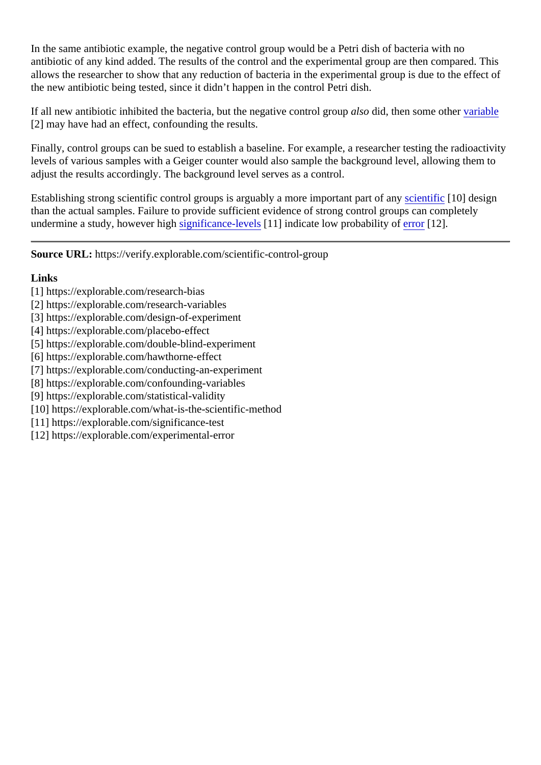In the same antibiotic example, the negative control group would be a Petri dish of bacteria with no antibiotic of any kind added. The results of the control and the experimental group are then compared. This allows the researcher to show that any reduction of bacteria in the experimental group is due to the effect of the new antibiotic being tested, since it didn't happen in the control Petri dish.

If all new antibiotic inhibited the bacteria, but the negative control group *also* did, then some other variable [2] may have had an effect, confounding the results.

Finally, control groups can be sued to establish a baseline. For example, a researcher testing the radioactivity levels of various samples with a Geiger counter would also sample the background level, allowing them to adjust the results accordingly. The background level serves as a control.

Establishing strong scientific control groups is arguably a more important part of any scientific [10] design than the actual samples. Failure to provide sufficient evidence of strong control groups can completely undermine a study, however high significance-levels [11] indicate low probability of error [12].

---

**Source URL:** https://verify.explorable.com/scientific-control-group

**Links**
[1] https://explorable.com/research-bias
[2] https://explorable.com/research-variables
[3] https://explorable.com/design-of-experiment
[4] https://explorable.com/placebo-effect
[5] https://explorable.com/double-blind-experiment
[6] https://explorable.com/hawthorne-effect
[7] https://explorable.com/conducting-an-experiment
[8] https://explorable.com/confounding-variables
[9] https://explorable.com/statistical-validity
[10] https://explorable.com/what-is-the-scientific-method
[11] https://explorable.com/significance-test
[12] https://explorable.com/experimental-error